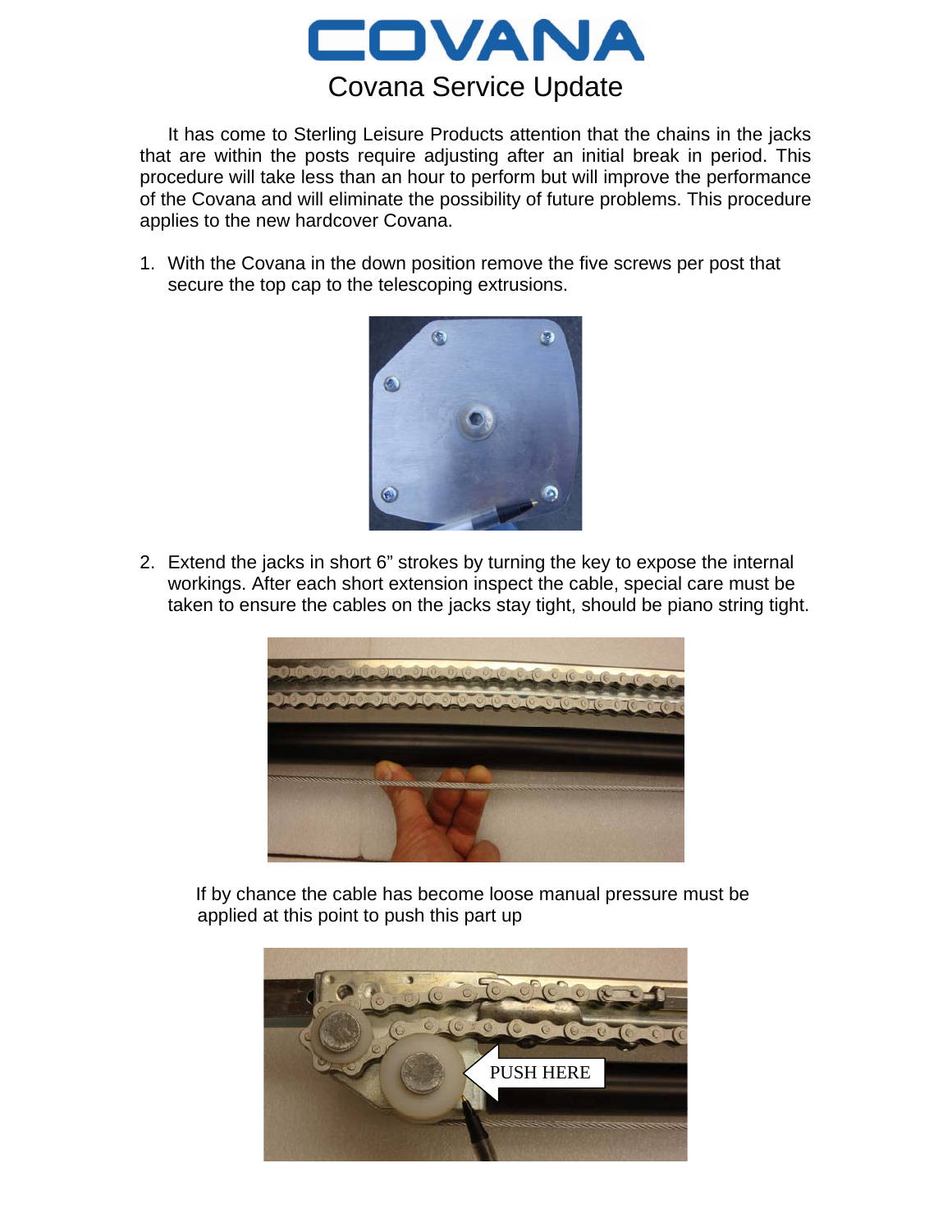# COVANA

## Covana Service Update

It has come to Sterling Leisure Products attention that the chains in the jacks that are within the posts require adjusting after an initial break in period. This procedure will take less than an hour to perform but will improve the performance of the Covana and will eliminate the possibility of future problems. This procedure applies to the new hardcover Covana.

1. With the Covana in the down position remove the five screws per post that secure the top cap to the telescoping extrusions.

2. Extend the jacks in short 6” strokes by turning the key to expose the internal workings. After each short extension inspect the cable, special care must be taken to ensure the cables on the jacks stay tight, should be piano string tight.

   If by chance the cable has become loose manual pressure must be applied at this point to push this part up

PUSH HERE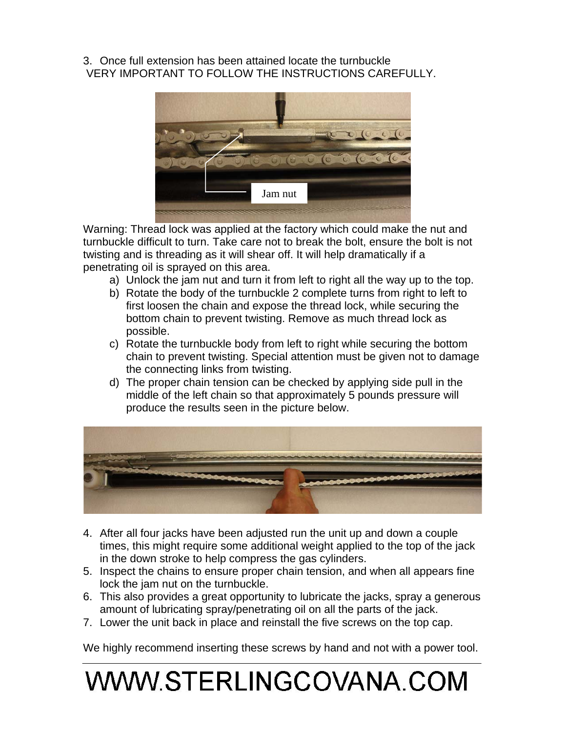3. Once full extension has been attained locate the turnbuckle
 VERY IMPORTANT TO FOLLOW THE INSTRUCTIONS CAREFULLY.

Jam nut

Warning: Thread lock was applied at the factory which could make the nut and turnbuckle difficult to turn. Take care not to break the bolt, ensure the bolt is not twisting and is threading as it will shear off. It will help dramatically if a penetrating oil is sprayed on this area.

   a) Unlock the jam nut and turn it from left to right all the way up to the top.
   b) Rotate the body of the turnbuckle 2 complete turns from right to left to first loosen the chain and expose the thread lock, while securing the bottom chain to prevent twisting. Remove as much thread lock as possible.
   c) Rotate the turnbuckle body from left to right while securing the bottom chain to prevent twisting. Special attention must be given not to damage the connecting links from twisting.
   d) The proper chain tension can be checked by applying side pull in the middle of the left chain so that approximately 5 pounds pressure will produce the results seen in the picture below.

4. After all four jacks have been adjusted run the unit up and down a couple times, this might require some additional weight applied to the top of the jack in the down stroke to help compress the gas cylinders.
5. Inspect the chains to ensure proper chain tension, and when all appears fine lock the jam nut on the turnbuckle.
6. This also provides a great opportunity to lubricate the jacks, spray a generous amount of lubricating spray/penetrating oil on all the parts of the jack.
7. Lower the unit back in place and reinstall the five screws on the top cap.

We highly recommend inserting these screws by hand and not with a power tool.

WWW.STERLINGCOVANA.COM